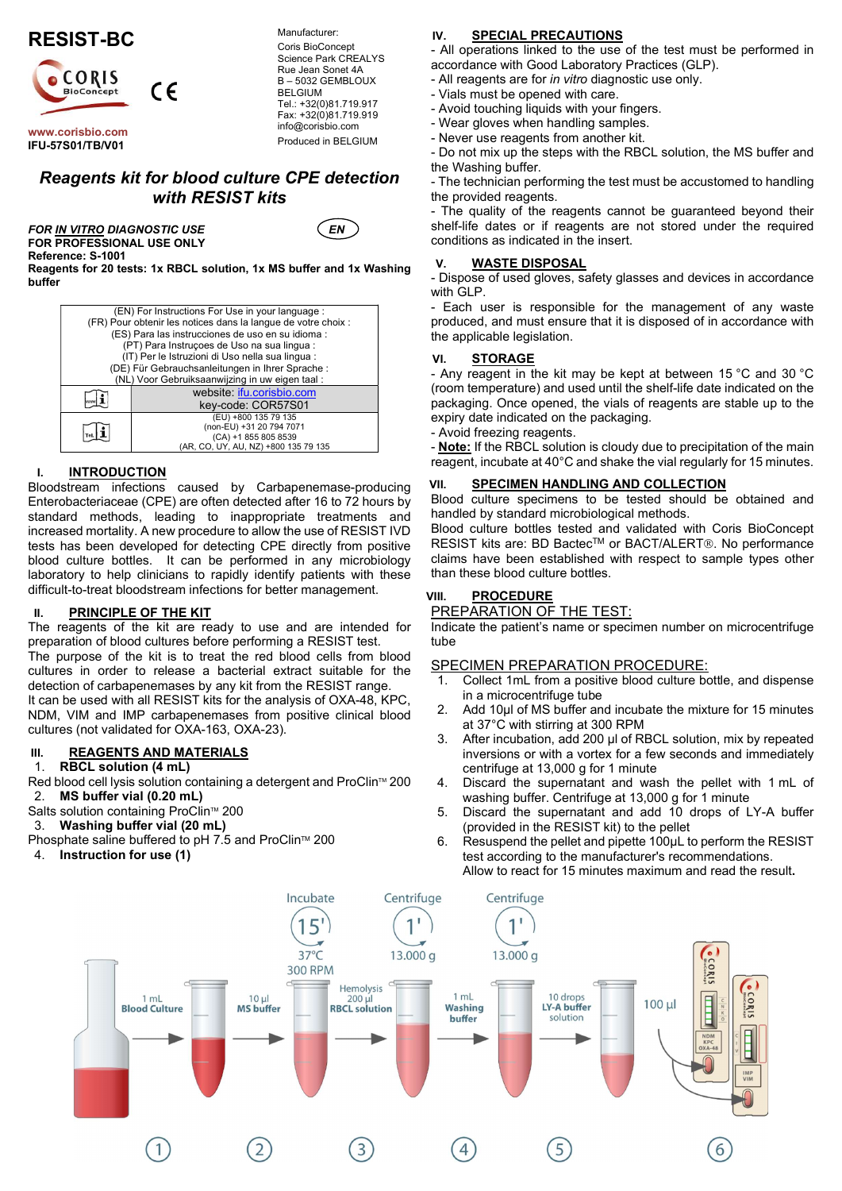# RESIST-BC

CORIS BioConcept

www.corisbio.com
IFU-57S01/TB/V01

Manufacturer:
Coris BioConcept
Science Park CREALYS
Rue Jean Sonet 4A
B – 5032 GEMBLOUX
BELGIUM
Tel.: +32(0)81.719.917
Fax: +32(0)81.719.919
info@corisbio.com

Produced in BELGIUM

## *Reagents kit for blood culture CPE detection with RESIST kits*

***FOR IN VITRO DIAGNOSTIC USE***
**FOR PROFESSIONAL USE ONLY**
**Reference: S-1001**
**Reagents for 20 tests: 1x RBCL solution, 1x MS buffer and 1x Washing buffer**

EN

| (EN) For Instructions For Use in your language :<br>(FR) Pour obtenir les notices dans la langue de votre choix :<br>(ES) Para las instrucciones de uso en su idioma :<br>(PT) Para Instruçoes de Uso na sua lingua :<br>(IT) Per le Istruzioni di Uso nella sua lingua :<br>(DE) Für Gebrauchsanleitungen in Ihrer Sprache :<br>(NL) Voor Gebruiksaanwijzing in uw eigen taal : | |
|---|---|
| www i | website: ifu.corisbio.com<br>key-code: COR57S01 |
| Tel. i | (EU) +800 135 79 135<br>(non-EU) +31 20 794 7071<br>(CA) +1 855 805 8539<br>(AR, CO, UY, AU, NZ) +800 135 79 135 |

### I. INTRODUCTION

Bloodstream infections caused by Carbapenemase-producing Enterobacteriaceae (CPE) are often detected after 16 to 72 hours by standard methods, leading to inappropriate treatments and increased mortality. A new procedure to allow the use of RESIST IVD tests has been developed for detecting CPE directly from positive blood culture bottles. It can be performed in any microbiology laboratory to help clinicians to rapidly identify patients with these difficult-to-treat bloodstream infections for better management.

### II. PRINCIPLE OF THE KIT

The reagents of the kit are ready to use and are intended for preparation of blood cultures before performing a RESIST test.
The purpose of the kit is to treat the red blood cells from blood cultures in order to release a bacterial extract suitable for the detection of carbapenemases by any kit from the RESIST range.
It can be used with all RESIST kits for the analysis of OXA-48, KPC, NDM, VIM and IMP carbapenemases from positive clinical blood cultures (not validated for OXA-163, OXA-23).

### III. REAGENTS AND MATERIALS

1. **RBCL solution (4 mL)**

Red blood cell lysis solution containing a detergent and ProClin™ 200

2. **MS buffer vial (0.20 mL)**

Salts solution containing ProClin™ 200

3. **Washing buffer vial (20 mL)**

Phosphate saline buffered to pH 7.5 and ProClin™ 200

4. **Instruction for use (1)**

### IV. SPECIAL PRECAUTIONS

- All operations linked to the use of the test must be performed in accordance with Good Laboratory Practices (GLP).
- All reagents are for *in vitro* diagnostic use only.
- Vials must be opened with care.
- Avoid touching liquids with your fingers.
- Wear gloves when handling samples.
- Never use reagents from another kit.
- Do not mix up the steps with the RBCL solution, the MS buffer and the Washing buffer.
- The technician performing the test must be accustomed to handling the provided reagents.
- The quality of the reagents cannot be guaranteed beyond their shelf-life dates or if reagents are not stored under the required conditions as indicated in the insert.

### V. WASTE DISPOSAL

- Dispose of used gloves, safety glasses and devices in accordance with GLP.
- Each user is responsible for the management of any waste produced, and must ensure that it is disposed of in accordance with the applicable legislation.

### VI. STORAGE

- Any reagent in the kit may be kept at between 15 °C and 30 °C (room temperature) and used until the shelf-life date indicated on the packaging. Once opened, the vials of reagents are stable up to the expiry date indicated on the packaging.
- Avoid freezing reagents.
- **Note:** If the RBCL solution is cloudy due to precipitation of the main reagent, incubate at 40°C and shake the vial regularly for 15 minutes.

### VII. SPECIMEN HANDLING AND COLLECTION

Blood culture specimens to be tested should be obtained and handled by standard microbiological methods.
Blood culture bottles tested and validated with Coris BioConcept RESIST kits are: BD Bactec™ or BACT/ALERT®. No performance claims have been established with respect to sample types other than these blood culture bottles.

### VIII. PROCEDURE

PREPARATION OF THE TEST:

Indicate the patient's name or specimen number on microcentrifuge tube

SPECIMEN PREPARATION PROCEDURE:

1. Collect 1mL from a positive blood culture bottle, and dispense in a microcentrifuge tube
2. Add 10µl of MS buffer and incubate the mixture for 15 minutes at 37°C with stirring at 300 RPM
3. After incubation, add 200 µl of RBCL solution, mix by repeated inversions or with a vortex for a few seconds and immediately centrifuge at 13,000 g for 1 minute
4. Discard the supernatant and wash the pellet with 1 mL of washing buffer. Centrifuge at 13,000 g for 1 minute
5. Discard the supernatant and add 10 drops of LY-A buffer (provided in the RESIST kit) to the pellet
6. Resuspend the pellet and pipette 100µL to perform the RESIST test according to the manufacturer's recommendations. Allow to react for 15 minutes maximum and read the result.

Incubate 15' 37°C 300 RPM — Centrifuge 1' 13.000 g — Centrifuge 1' 13.000 g

① 1 mL Blood Culture → ② 10 µl MS buffer → ③ Hemolysis 200 µl RBCL solution → ④ 1 mL Washing buffer → ⑤ 10 drops LY-A buffer solution → ⑥ 100 µl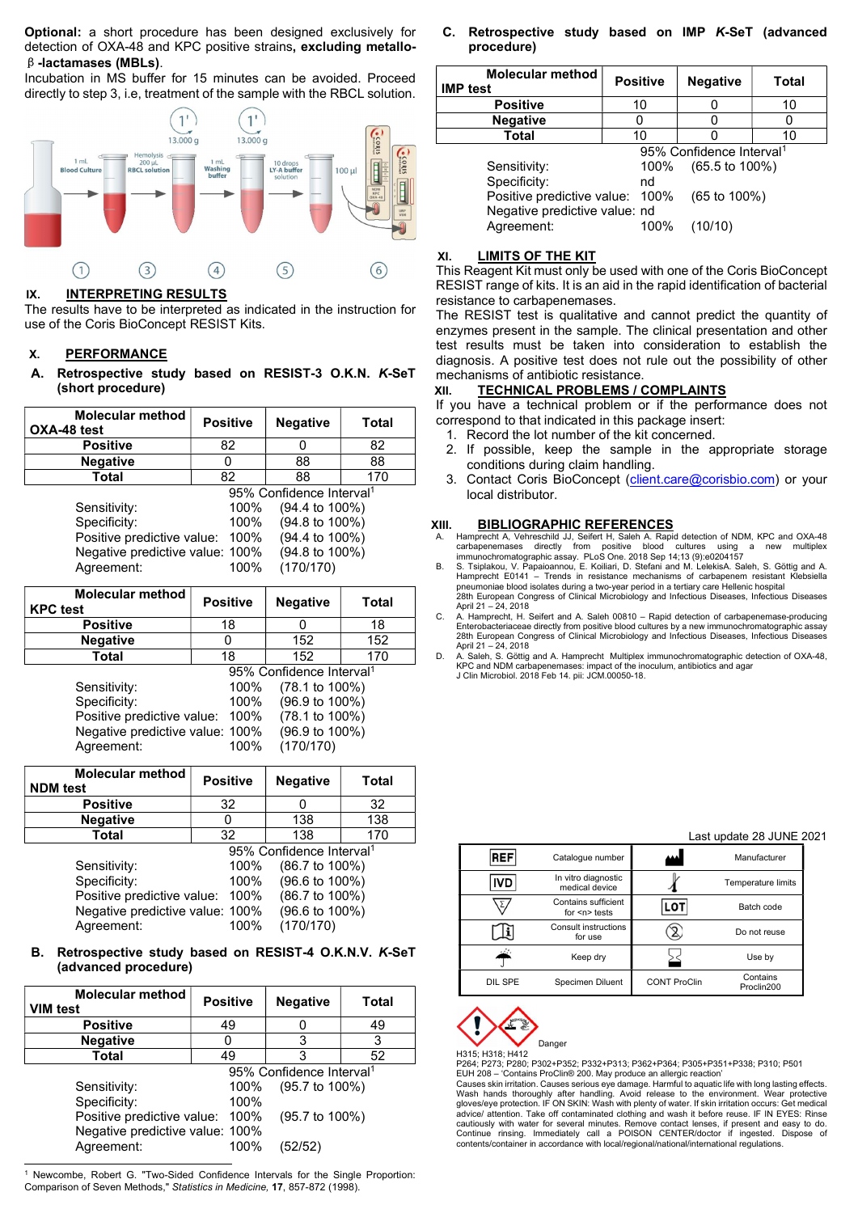**Optional:** a short procedure has been designed exclusively for detection of OXA-48 and KPC positive strains, **excluding metallo-β-lactamases (MBLs)**.
Incubation in MS buffer for 15 minutes can be avoided. Proceed directly to step 3, i.e, treatment of the sample with the RBCL solution.

1 mL Blood Culture
Hemolysis 200 µL RBCL solution
1' 13.000 g
1 mL Washing buffer
1' 13.000 g
10 drops LY-A buffer solution
100 µl

1 3 4 5 6

## IX. INTERPRETING RESULTS

The results have to be interpreted as indicated in the instruction for use of the Coris BioConcept RESIST Kits.

## X. PERFORMANCE

### A. Retrospective study based on RESIST-3 O.K.N. *K*-SeT (short procedure)

| Molecular method / OXA-48 test | Positive | Negative | Total |
|---|---|---|---|
| **Positive** | 82 | 0 | 82 |
| **Negative** | 0 | 88 | 88 |
| **Total** | 82 | 88 | 170 |

| | | 95% Confidence Interval[1] |
|---|---|---|
| Sensitivity: | 100% | (94.4 to 100%) |
| Specificity: | 100% | (94.8 to 100%) |
| Positive predictive value: | 100% | (94.4 to 100%) |
| Negative predictive value: | 100% | (94.8 to 100%) |
| Agreement: | 100% | (170/170) |

| Molecular method / KPC test | Positive | Negative | Total |
|---|---|---|---|
| **Positive** | 18 | 0 | 18 |
| **Negative** | 0 | 152 | 152 |
| **Total** | 18 | 152 | 170 |

| | | 95% Confidence Interval[1] |
|---|---|---|
| Sensitivity: | 100% | (78.1 to 100%) |
| Specificity: | 100% | (96.9 to 100%) |
| Positive predictive value: | 100% | (78.1 to 100%) |
| Negative predictive value: | 100% | (96.9 to 100%) |
| Agreement: | 100% | (170/170) |

| Molecular method / NDM test | Positive | Negative | Total |
|---|---|---|---|
| **Positive** | 32 | 0 | 32 |
| **Negative** | 0 | 138 | 138 |
| **Total** | 32 | 138 | 170 |

| | | 95% Confidence Interval[1] |
|---|---|---|
| Sensitivity: | 100% | (86.7 to 100%) |
| Specificity: | 100% | (96.6 to 100%) |
| Positive predictive value: | 100% | (86.7 to 100%) |
| Negative predictive value: | 100% | (96.6 to 100%) |
| Agreement: | 100% | (170/170) |

### B. Retrospective study based on RESIST-4 O.K.N.V. *K*-SeT (advanced procedure)

| Molecular method / VIM test | Positive | Negative | Total |
|---|---|---|---|
| **Positive** | 49 | 0 | 49 |
| **Negative** | 0 | 3 | 3 |
| **Total** | 49 | 3 | 52 |

| | | 95% Confidence Interval[1] |
|---|---|---|
| Sensitivity: | 100% | (95.7 to 100%) |
| Specificity: | 100% | |
| Positive predictive value: | 100% | (95.7 to 100%) |
| Negative predictive value: | 100% | |
| Agreement: | 100% | (52/52) |

[1] Newcombe, Robert G. "Two-Sided Confidence Intervals for the Single Proportion: Comparison of Seven Methods," *Statistics in Medicine*, **17**, 857-872 (1998).

### C. Retrospective study based on IMP *K*-SeT (advanced procedure)

| Molecular method / IMP test | Positive | Negative | Total |
|---|---|---|---|
| **Positive** | 10 | 0 | 10 |
| **Negative** | 0 | 0 | 0 |
| **Total** | 10 | 0 | 10 |

| | | 95% Confidence Interval[1] |
|---|---|---|
| Sensitivity: | 100% | (65.5 to 100%) |
| Specificity: | nd | |
| Positive predictive value: | 100% | (65 to 100%) |
| Negative predictive value: | nd | |
| Agreement: | 100% | (10/10) |

## XI. LIMITS OF THE KIT

This Reagent Kit must only be used with one of the Coris BioConcept RESIST range of kits. It is an aid in the rapid identification of bacterial resistance to carbapenemases.
The RESIST test is qualitative and cannot predict the quantity of enzymes present in the sample. The clinical presentation and other test results must be taken into consideration to establish the diagnosis. A positive test does not rule out the possibility of other mechanisms of antibiotic resistance.

## XII. TECHNICAL PROBLEMS / COMPLAINTS

If you have a technical problem or if the performance does not correspond to that indicated in this package insert:

1. Record the lot number of the kit concerned.
2. If possible, keep the sample in the appropriate storage conditions during claim handling.
3. Contact Coris BioConcept (client.care@corisbio.com) or your local distributor.

## XIII. BIBLIOGRAPHIC REFERENCES

A. Hamprecht A, Vehreschild JJ, Seifert H, Saleh A. Rapid detection of NDM, KPC and OXA-48 carbapenemases directly from positive blood cultures using a new multiplex immunochromatographic assay. PLoS One. 2018 Sep 14;13 (9):e0204157
B. S. Tsiplakou, V. Papaioannou, E. Koiliari, D. Stefani and M. LelekisA. Saleh, S. Göttig and A. Hamprecht E0141 – Trends in resistance mechanisms of carbapenem resistant Klebsiella pneumoniae blood isolates during a two-year period in a tertiary care Hellenic hospital 28th European Congress of Clinical Microbiology and Infectious Diseases, Infectious Diseases April 21 – 24, 2018
C. A. Hamprecht, H. Seifert and A. Saleh 00810 – Rapid detection of carbapenemase-producing Enterobacteriaceae directly from positive blood cultures by a new immunochromatographic assay 28th European Congress of Clinical Microbiology and Infectious Diseases, Infectious Diseases April 21 – 24, 2018
D. A. Saleh, S. Göttig and A. Hamprecht Multiplex immunochromatographic detection of OXA-48, KPC and NDM carbapenemases: impact of the inoculum, antibiotics and agar J Clin Microbiol. 2018 Feb 14. pii: JCM.00050-18.

Last update 28 JUNE 2021

| | | | |
|---|---|---|---|
| REF | Catalogue number | | Manufacturer |
| IVD | In vitro diagnostic medical device | | Temperature limits |
| | Contains sufficient for <n> tests | LOT | Batch code |
| | Consult instructions for use | | Do not reuse |
| | Keep dry | | Use by |
| DIL SPE | Specimen Diluent | CONT ProClin | Contains Proclin200 |

Danger
H315; H318; H412
P264; P273; P280; P302+P352; P332+P313; P362+P364; P305+P351+P338; P310; P501
EUH 208 – 'Contains ProClin® 200. May produce an allergic reaction'
Causes skin irritation. Causes serious eye damage. Harmful to aquatic life with long lasting effects. Wash hands thoroughly after handling. Avoid release to the environment. Wear protective gloves/eye protection. IF ON SKIN: Wash with plenty of water. If skin irritation occurs: Get medical advice/ attention. Take off contaminated clothing and wash it before reuse. IF IN EYES: Rinse cautiously with water for several minutes. Remove contact lenses, if present and easy to do. Continue rinsing. Immediately call a POISON CENTER/doctor if ingested. Dispose of contents/container in accordance with local/regional/national/international regulations.